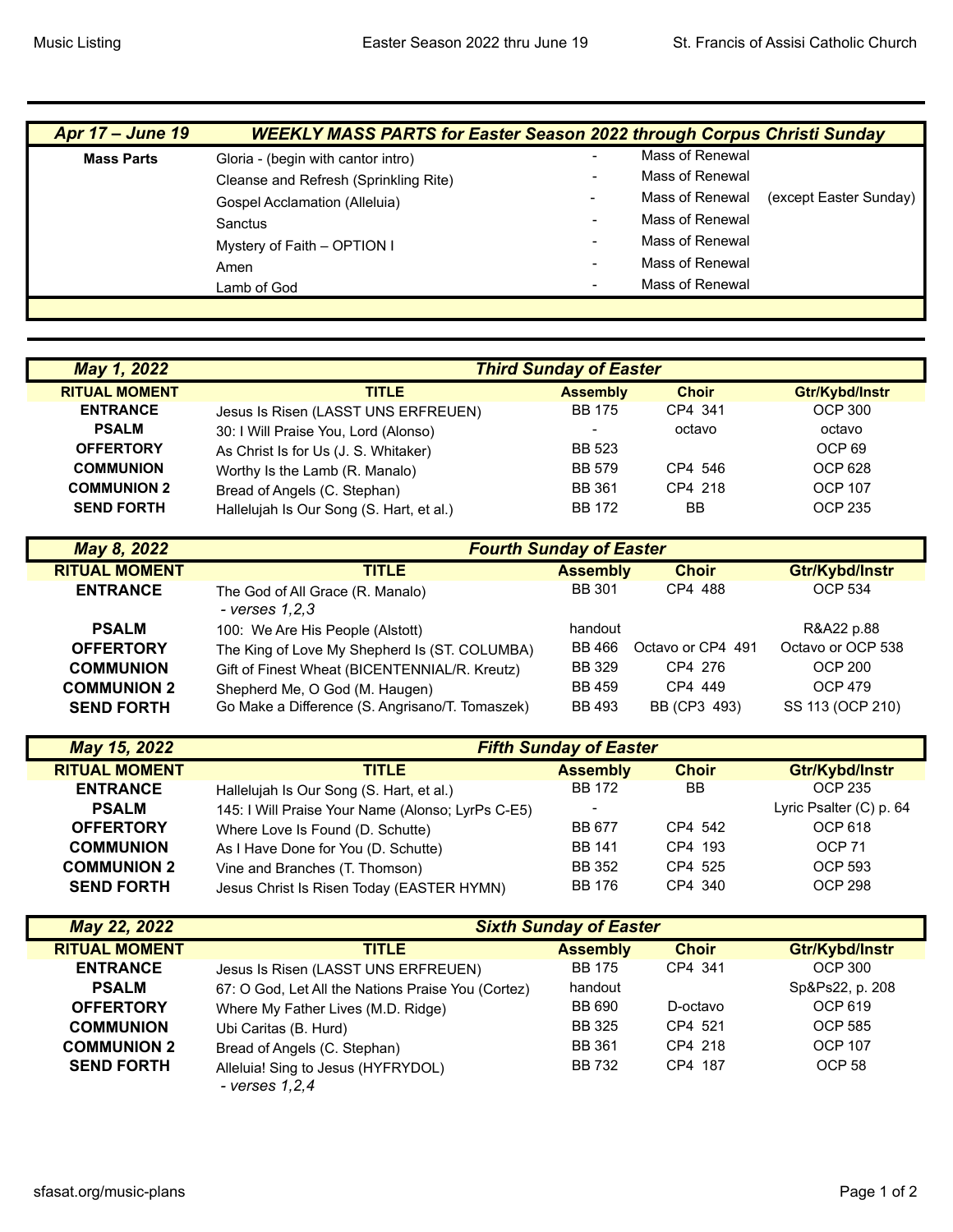| Apr 17 – June 19 | WEEKLY MASS PARTS for Easter Season 2022 through Corpus Christi Sunday | | | |
|---|---|---|---|---|
| **Mass Parts** | Gloria - (begin with cantor intro) | - | Mass of Renewal | |
| | Cleanse and Refresh (Sprinkling Rite) | - | Mass of Renewal | |
| | Gospel Acclamation (Alleluia) | - | Mass of Renewal | (except Easter Sunday) |
| | Sanctus | - | Mass of Renewal | |
| | Mystery of Faith – OPTION I | - | Mass of Renewal | |
| | Amen | - | Mass of Renewal | |
| | Lamb of God | - | Mass of Renewal | |

| *May 1, 2022* | *Third Sunday of Easter* | | | |
|---|---|---|---|---|
| **RITUAL MOMENT** | **TITLE** | **Assembly** | **Choir** | **Gtr/Kybd/Instr** |
| **ENTRANCE** | Jesus Is Risen (LASST UNS ERFREUEN) | BB 175 | CP4 341 | OCP 300 |
| **PSALM** | 30: I Will Praise You, Lord (Alonso) | - | octavo | octavo |
| **OFFERTORY** | As Christ Is for Us (J. S. Whitaker) | BB 523 | | OCP 69 |
| **COMMUNION** | Worthy Is the Lamb (R. Manalo) | BB 579 | CP4 546 | OCP 628 |
| **COMMUNION 2** | Bread of Angels (C. Stephan) | BB 361 | CP4 218 | OCP 107 |
| **SEND FORTH** | Hallelujah Is Our Song (S. Hart, et al.) | BB 172 | BB | OCP 235 |

| *May 8, 2022* | *Fourth Sunday of Easter* | | | |
|---|---|---|---|---|
| **RITUAL MOMENT** | **TITLE** | **Assembly** | **Choir** | **Gtr/Kybd/Instr** |
| **ENTRANCE** | The God of All Grace (R. Manalo) *- verses 1,2,3* | BB 301 | CP4 488 | OCP 534 |
| **PSALM** | 100: We Are His People (Alstott) | handout | | R&A22 p.88 |
| **OFFERTORY** | The King of Love My Shepherd Is (ST. COLUMBA) | BB 466 | Octavo or CP4 491 | Octavo or OCP 538 |
| **COMMUNION** | Gift of Finest Wheat (BICENTENNIAL/R. Kreutz) | BB 329 | CP4 276 | OCP 200 |
| **COMMUNION 2** | Shepherd Me, O God (M. Haugen) | BB 459 | CP4 449 | OCP 479 |
| **SEND FORTH** | Go Make a Difference (S. Angrisano/T. Tomaszek) | BB 493 | BB (CP3 493) | SS 113 (OCP 210) |

| *May 15, 2022* | *Fifth Sunday of Easter* | | | |
|---|---|---|---|---|
| **RITUAL MOMENT** | **TITLE** | **Assembly** | **Choir** | **Gtr/Kybd/Instr** |
| **ENTRANCE** | Hallelujah Is Our Song (S. Hart, et al.) | BB 172 | BB | OCP 235 |
| **PSALM** | 145: I Will Praise Your Name (Alonso; LyrPs C-E5) | - | | Lyric Psalter (C) p. 64 |
| **OFFERTORY** | Where Love Is Found (D. Schutte) | BB 677 | CP4 542 | OCP 618 |
| **COMMUNION** | As I Have Done for You (D. Schutte) | BB 141 | CP4 193 | OCP 71 |
| **COMMUNION 2** | Vine and Branches (T. Thomson) | BB 352 | CP4 525 | OCP 593 |
| **SEND FORTH** | Jesus Christ Is Risen Today (EASTER HYMN) | BB 176 | CP4 340 | OCP 298 |

| *May 22, 2022* | *Sixth Sunday of Easter* | | | |
|---|---|---|---|---|
| **RITUAL MOMENT** | **TITLE** | **Assembly** | **Choir** | **Gtr/Kybd/Instr** |
| **ENTRANCE** | Jesus Is Risen (LASST UNS ERFREUEN) | BB 175 | CP4 341 | OCP 300 |
| **PSALM** | 67: O God, Let All the Nations Praise You (Cortez) | handout | | Sp&Ps22, p. 208 |
| **OFFERTORY** | Where My Father Lives (M.D. Ridge) | BB 690 | D-octavo | OCP 619 |
| **COMMUNION** | Ubi Caritas (B. Hurd) | BB 325 | CP4 521 | OCP 585 |
| **COMMUNION 2** | Bread of Angels (C. Stephan) | BB 361 | CP4 218 | OCP 107 |
| **SEND FORTH** | Alleluia! Sing to Jesus (HYFRYDOL) *- verses 1,2,4* | BB 732 | CP4 187 | OCP 58 |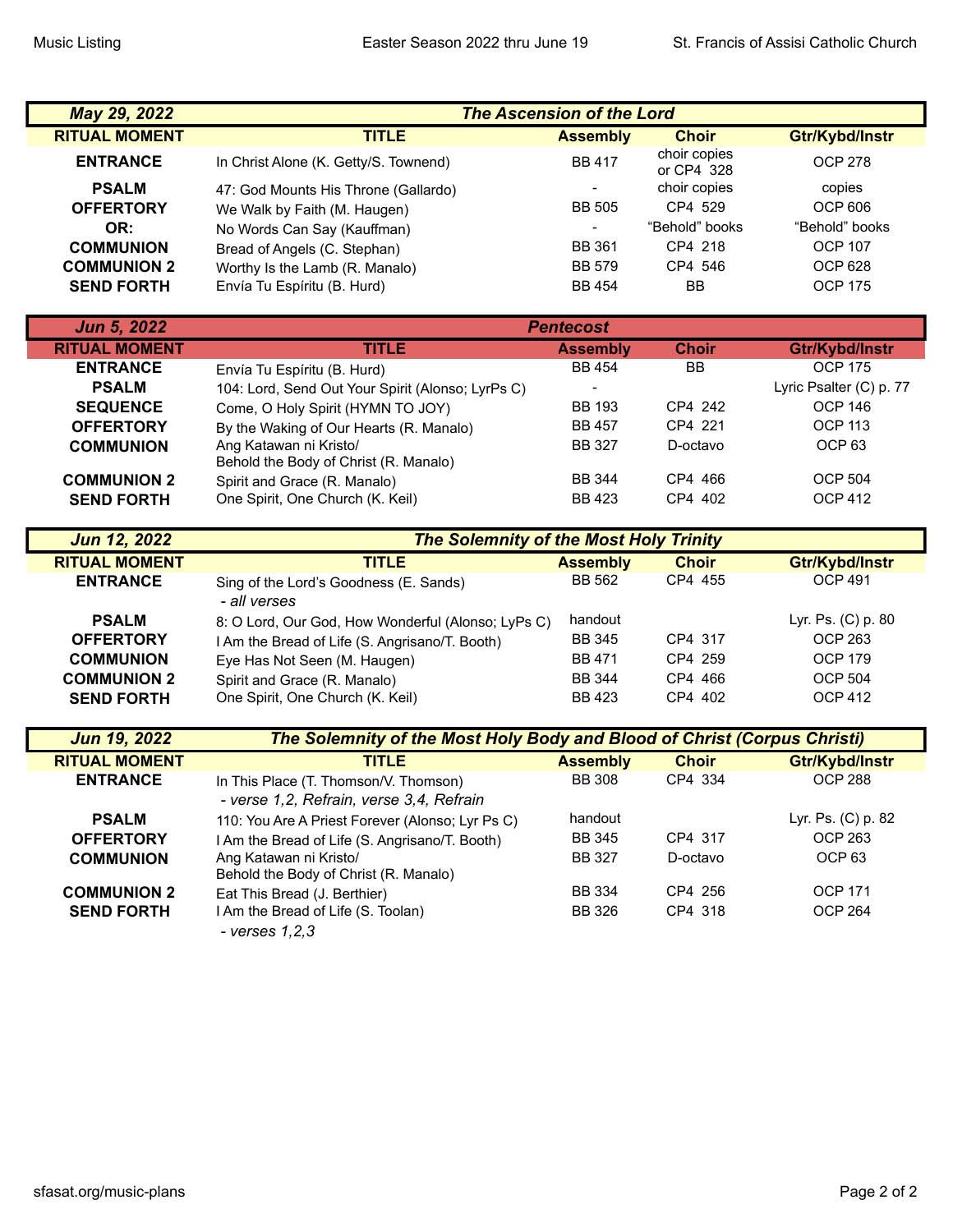| May 29, 2022 | The Ascension of the Lord | | | |
|---|---|---|---|---|
| **RITUAL MOMENT** | **TITLE** | **Assembly** | **Choir** | **Gtr/Kybd/Instr** |
| **ENTRANCE** | In Christ Alone (K. Getty/S. Townend) | BB 417 | choir copies or CP4 328 | OCP 278 |
| **PSALM** | 47: God Mounts His Throne (Gallardo) | - | choir copies | copies |
| **OFFERTORY** | We Walk by Faith (M. Haugen) | BB 505 | CP4 529 | OCP 606 |
| **OR:** | No Words Can Say (Kauffman) | - | "Behold" books | "Behold" books |
| **COMMUNION** | Bread of Angels (C. Stephan) | BB 361 | CP4 218 | OCP 107 |
| **COMMUNION 2** | Worthy Is the Lamb (R. Manalo) | BB 579 | CP4 546 | OCP 628 |
| **SEND FORTH** | Envía Tu Espíritu (B. Hurd) | BB 454 | BB | OCP 175 |

| Jun 5, 2022 | Pentecost | | | |
|---|---|---|---|---|
| **RITUAL MOMENT** | **TITLE** | **Assembly** | **Choir** | **Gtr/Kybd/Instr** |
| **ENTRANCE** | Envía Tu Espíritu (B. Hurd) | BB 454 | BB | OCP 175 |
| **PSALM** | 104: Lord, Send Out Your Spirit (Alonso; LyrPs C) | - | | Lyric Psalter (C) p. 77 |
| **SEQUENCE** | Come, O Holy Spirit (HYMN TO JOY) | BB 193 | CP4 242 | OCP 146 |
| **OFFERTORY** | By the Waking of Our Hearts (R. Manalo) | BB 457 | CP4 221 | OCP 113 |
| **COMMUNION** | Ang Katawan ni Kristo/ Behold the Body of Christ (R. Manalo) | BB 327 | D-octavo | OCP 63 |
| **COMMUNION 2** | Spirit and Grace (R. Manalo) | BB 344 | CP4 466 | OCP 504 |
| **SEND FORTH** | One Spirit, One Church (K. Keil) | BB 423 | CP4 402 | OCP 412 |

| Jun 12, 2022 | The Solemnity of the Most Holy Trinity | | | |
|---|---|---|---|---|
| **RITUAL MOMENT** | **TITLE** | **Assembly** | **Choir** | **Gtr/Kybd/Instr** |
| **ENTRANCE** | Sing of the Lord's Goodness (E. Sands) *- all verses* | BB 562 | CP4 455 | OCP 491 |
| **PSALM** | 8: O Lord, Our God, How Wonderful (Alonso; LyPs C) | handout | | Lyr. Ps. (C) p. 80 |
| **OFFERTORY** | I Am the Bread of Life (S. Angrisano/T. Booth) | BB 345 | CP4 317 | OCP 263 |
| **COMMUNION** | Eye Has Not Seen (M. Haugen) | BB 471 | CP4 259 | OCP 179 |
| **COMMUNION 2** | Spirit and Grace (R. Manalo) | BB 344 | CP4 466 | OCP 504 |
| **SEND FORTH** | One Spirit, One Church (K. Keil) | BB 423 | CP4 402 | OCP 412 |

| Jun 19, 2022 | The Solemnity of the Most Holy Body and Blood of Christ (Corpus Christi) | | | |
|---|---|---|---|---|
| **RITUAL MOMENT** | **TITLE** | **Assembly** | **Choir** | **Gtr/Kybd/Instr** |
| **ENTRANCE** | In This Place (T. Thomson/V. Thomson) *- verse 1,2, Refrain, verse 3,4, Refrain* | BB 308 | CP4 334 | OCP 288 |
| **PSALM** | 110: You Are A Priest Forever (Alonso; Lyr Ps C) | handout | | Lyr. Ps. (C) p. 82 |
| **OFFERTORY** | I Am the Bread of Life (S. Angrisano/T. Booth) | BB 345 | CP4 317 | OCP 263 |
| **COMMUNION** | Ang Katawan ni Kristo/ Behold the Body of Christ (R. Manalo) | BB 327 | D-octavo | OCP 63 |
| **COMMUNION 2** | Eat This Bread (J. Berthier) | BB 334 | CP4 256 | OCP 171 |
| **SEND FORTH** | I Am the Bread of Life (S. Toolan) *- verses 1,2,3* | BB 326 | CP4 318 | OCP 264 |

sfasat.org/music-plans